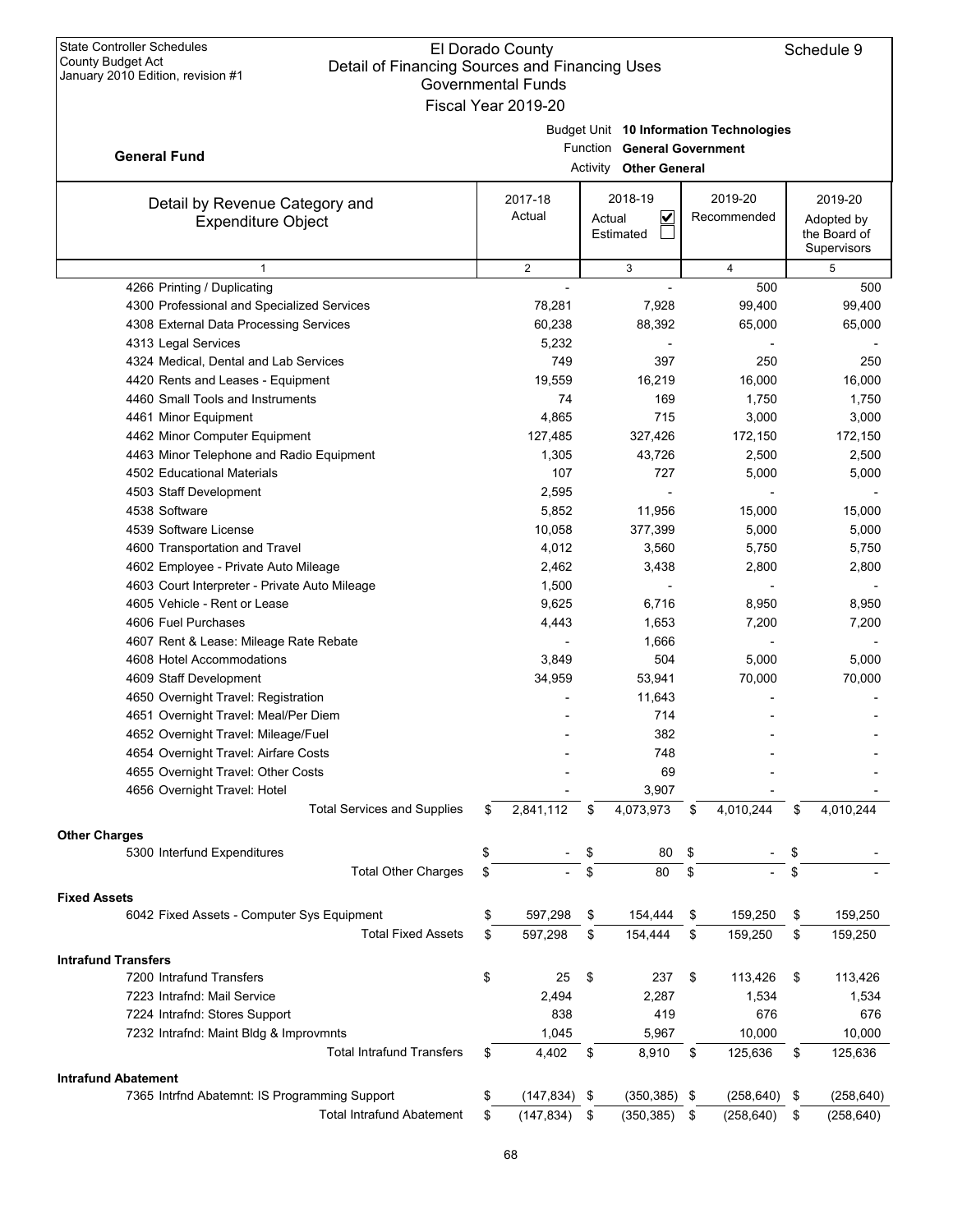State Controller Schedules
County Budget Act
January 2010 Edition, revision #1

El Dorado County
Detail of Financing Sources and Financing Uses
Governmental Funds
Fiscal Year 2019-20

Schedule 9

**General Fund**

Budget Unit **10 Information Technologies**
Function **General Government**
Activity **Other General**

| Detail by Revenue Category and Expenditure Object | 2017-18 Actual | 2018-19 Actual ☑ Estimated ☐ | 2019-20 Recommended | 2019-20 Adopted by the Board of Supervisors |
|---|---|---|---|---|
| 1 | 2 | 3 | 4 | 5 |
| 4266 Printing / Duplicating | - | - | 500 | 500 |
| 4300 Professional and Specialized Services | 78,281 | 7,928 | 99,400 | 99,400 |
| 4308 External Data Processing Services | 60,238 | 88,392 | 65,000 | 65,000 |
| 4313 Legal Services | 5,232 | - | - | - |
| 4324 Medical, Dental and Lab Services | 749 | 397 | 250 | 250 |
| 4420 Rents and Leases - Equipment | 19,559 | 16,219 | 16,000 | 16,000 |
| 4460 Small Tools and Instruments | 74 | 169 | 1,750 | 1,750 |
| 4461 Minor Equipment | 4,865 | 715 | 3,000 | 3,000 |
| 4462 Minor Computer Equipment | 127,485 | 327,426 | 172,150 | 172,150 |
| 4463 Minor Telephone and Radio Equipment | 1,305 | 43,726 | 2,500 | 2,500 |
| 4502 Educational Materials | 107 | 727 | 5,000 | 5,000 |
| 4503 Staff Development | 2,595 | - | - | - |
| 4538 Software | 5,852 | 11,956 | 15,000 | 15,000 |
| 4539 Software License | 10,058 | 377,399 | 5,000 | 5,000 |
| 4600 Transportation and Travel | 4,012 | 3,560 | 5,750 | 5,750 |
| 4602 Employee - Private Auto Mileage | 2,462 | 3,438 | 2,800 | 2,800 |
| 4603 Court Interpreter - Private Auto Mileage | 1,500 | - | - | - |
| 4605 Vehicle - Rent or Lease | 9,625 | 6,716 | 8,950 | 8,950 |
| 4606 Fuel Purchases | 4,443 | 1,653 | 7,200 | 7,200 |
| 4607 Rent & Lease: Mileage Rate Rebate | - | 1,666 | - | - |
| 4608 Hotel Accommodations | 3,849 | 504 | 5,000 | 5,000 |
| 4609 Staff Development | 34,959 | 53,941 | 70,000 | 70,000 |
| 4650 Overnight Travel: Registration | - | 11,643 | - | - |
| 4651 Overnight Travel: Meal/Per Diem | - | 714 | - | - |
| 4652 Overnight Travel: Mileage/Fuel | - | 382 | - | - |
| 4654 Overnight Travel: Airfare Costs | - | 748 | - | - |
| 4655 Overnight Travel: Other Costs | - | 69 | - | - |
| 4656 Overnight Travel: Hotel | - | 3,907 | - | - |
| Total Services and Supplies | $ 2,841,112 | $ 4,073,973 | $ 4,010,244 | $ 4,010,244 |
| **Other Charges** | | | | |
| 5300 Interfund Expenditures | $ - | $ 80 | $ - | $ - |
| Total Other Charges | $ - | $ 80 | $ - | $ - |
| **Fixed Assets** | | | | |
| 6042 Fixed Assets - Computer Sys Equipment | $ 597,298 | $ 154,444 | $ 159,250 | $ 159,250 |
| Total Fixed Assets | $ 597,298 | $ 154,444 | $ 159,250 | $ 159,250 |
| **Intrafund Transfers** | | | | |
| 7200 Intrafund Transfers | $ 25 | $ 237 | $ 113,426 | $ 113,426 |
| 7223 Intrafnd: Mail Service | 2,494 | 2,287 | 1,534 | 1,534 |
| 7224 Intrafnd: Stores Support | 838 | 419 | 676 | 676 |
| 7232 Intrafnd: Maint Bldg & Improvmnts | 1,045 | 5,967 | 10,000 | 10,000 |
| Total Intrafund Transfers | $ 4,402 | $ 8,910 | $ 125,636 | $ 125,636 |
| **Intrafund Abatement** | | | | |
| 7365 Intrfnd Abatemnt: IS Programming Support | $ (147,834) | $ (350,385) | $ (258,640) | $ (258,640) |
| Total Intrafund Abatement | $ (147,834) | $ (350,385) | $ (258,640) | $ (258,640) |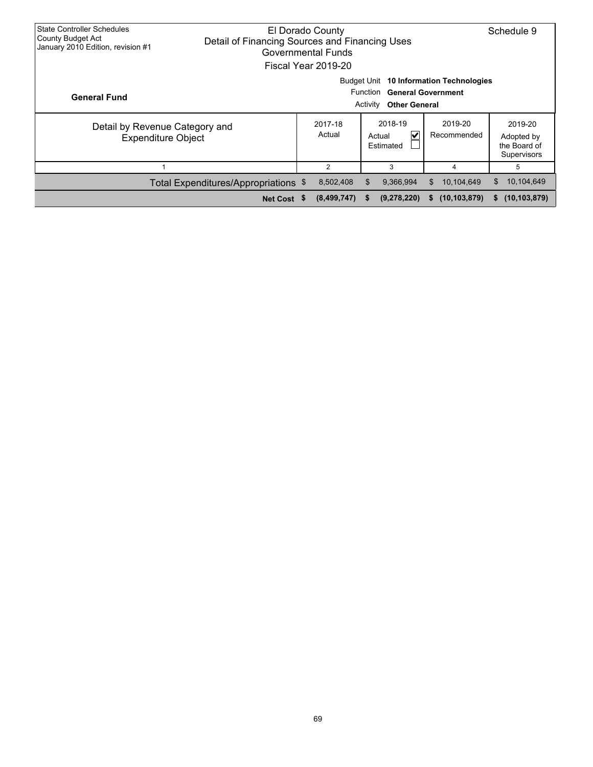State Controller Schedules
County Budget Act
January 2010 Edition, revision #1

El Dorado County
Detail of Financing Sources and Financing Uses
Governmental Funds
Fiscal Year 2019-20

Schedule 9

**General Fund**

Budget Unit **10 Information Technologies**
Function **General Government**
Activity **Other General**

| Detail by Revenue Category and Expenditure Object | 2017-18 Actual | 2018-19 Actual ☑ Estimated ☐ | 2019-20 Recommended | 2019-20 Adopted by the Board of Supervisors |
|---|---|---|---|---|
| 1 | 2 | 3 | 4 | 5 |
| Total Expenditures/Appropriations | $ 8,502,408 | $ 9,366,994 | $ 10,104,649 | $ 10,104,649 |
| **Net Cost** | **$ (8,499,747)** | **$ (9,278,220)** | **$ (10,103,879)** | **$ (10,103,879)** |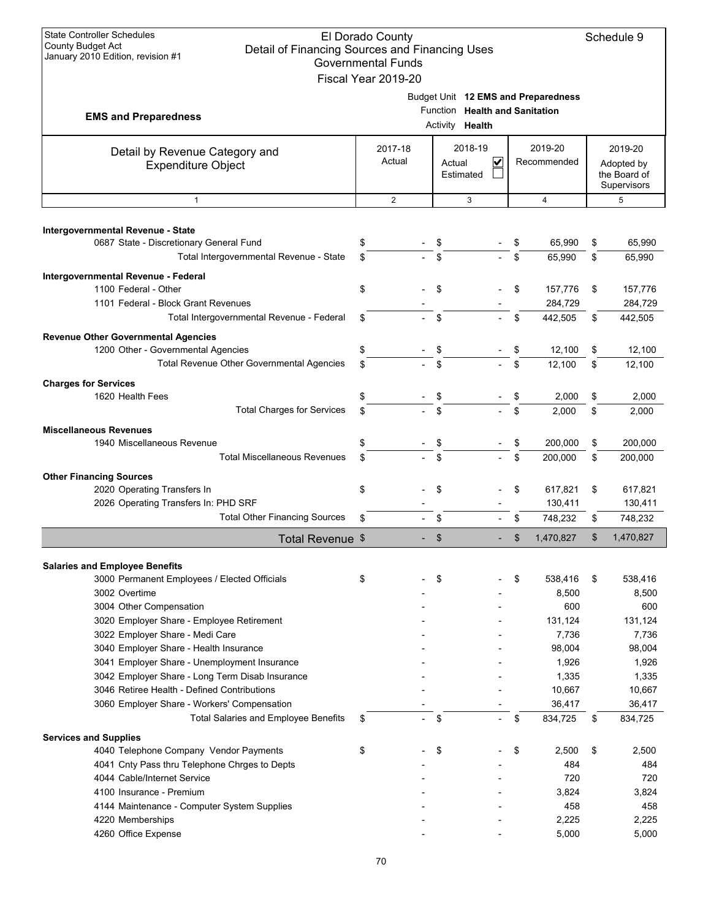State Controller Schedules
County Budget Act
January 2010 Edition, revision #1

# El Dorado County
## Detail of Financing Sources and Financing Uses
### Governmental Funds
### Fiscal Year 2019-20

Schedule 9

**EMS and Preparedness**

Budget Unit **12 EMS and Preparedness**
Function **Health and Sanitation**
Activity **Health**

| Detail by Revenue Category and Expenditure Object | 2017-18 Actual | 2018-19 Actual ☑ Estimated ☐ | 2019-20 Recommended | 2019-20 Adopted by the Board of Supervisors |
|---|---|---|---|---|
| 1 | 2 | 3 | 4 | 5 |
| **Intergovernmental Revenue - State** | | | | |
| 0687 State - Discretionary General Fund | $ - | $ - | $ 65,990 | $ 65,990 |
| Total Intergovernmental Revenue - State | $ - | $ - | $ 65,990 | $ 65,990 |
| **Intergovernmental Revenue - Federal** | | | | |
| 1100 Federal - Other | $ - | $ - | $ 157,776 | $ 157,776 |
| 1101 Federal - Block Grant Revenues | - | - | 284,729 | 284,729 |
| Total Intergovernmental Revenue - Federal | $ - | $ - | $ 442,505 | $ 442,505 |
| **Revenue Other Governmental Agencies** | | | | |
| 1200 Other - Governmental Agencies | $ - | $ - | $ 12,100 | $ 12,100 |
| Total Revenue Other Governmental Agencies | $ - | $ - | $ 12,100 | $ 12,100 |
| **Charges for Services** | | | | |
| 1620 Health Fees | $ - | $ - | $ 2,000 | $ 2,000 |
| Total Charges for Services | $ - | $ - | $ 2,000 | $ 2,000 |
| **Miscellaneous Revenues** | | | | |
| 1940 Miscellaneous Revenue | $ - | $ - | $ 200,000 | $ 200,000 |
| Total Miscellaneous Revenues | $ - | $ - | $ 200,000 | $ 200,000 |
| **Other Financing Sources** | | | | |
| 2020 Operating Transfers In | $ - | $ - | $ 617,821 | $ 617,821 |
| 2026 Operating Transfers In: PHD SRF | - | - | 130,411 | 130,411 |
| Total Other Financing Sources | $ - | $ - | $ 748,232 | $ 748,232 |
| **Total Revenue** | $ - | $ - | $ 1,470,827 | $ 1,470,827 |
| **Salaries and Employee Benefits** | | | | |
| 3000 Permanent Employees / Elected Officials | $ - | $ - | $ 538,416 | $ 538,416 |
| 3002 Overtime | - | - | 8,500 | 8,500 |
| 3004 Other Compensation | - | - | 600 | 600 |
| 3020 Employer Share - Employee Retirement | - | - | 131,124 | 131,124 |
| 3022 Employer Share - Medi Care | - | - | 7,736 | 7,736 |
| 3040 Employer Share - Health Insurance | - | - | 98,004 | 98,004 |
| 3041 Employer Share - Unemployment Insurance | - | - | 1,926 | 1,926 |
| 3042 Employer Share - Long Term Disab Insurance | - | - | 1,335 | 1,335 |
| 3046 Retiree Health - Defined Contributions | - | - | 10,667 | 10,667 |
| 3060 Employer Share - Workers' Compensation | - | - | 36,417 | 36,417 |
| Total Salaries and Employee Benefits | $ - | $ - | $ 834,725 | $ 834,725 |
| **Services and Supplies** | | | | |
| 4040 Telephone Company Vendor Payments | $ - | $ - | $ 2,500 | $ 2,500 |
| 4041 Cnty Pass thru Telephone Chrges to Depts | - | - | 484 | 484 |
| 4044 Cable/Internet Service | - | - | 720 | 720 |
| 4100 Insurance - Premium | - | - | 3,824 | 3,824 |
| 4144 Maintenance - Computer System Supplies | - | - | 458 | 458 |
| 4220 Memberships | - | - | 2,225 | 2,225 |
| 4260 Office Expense | - | - | 5,000 | 5,000 |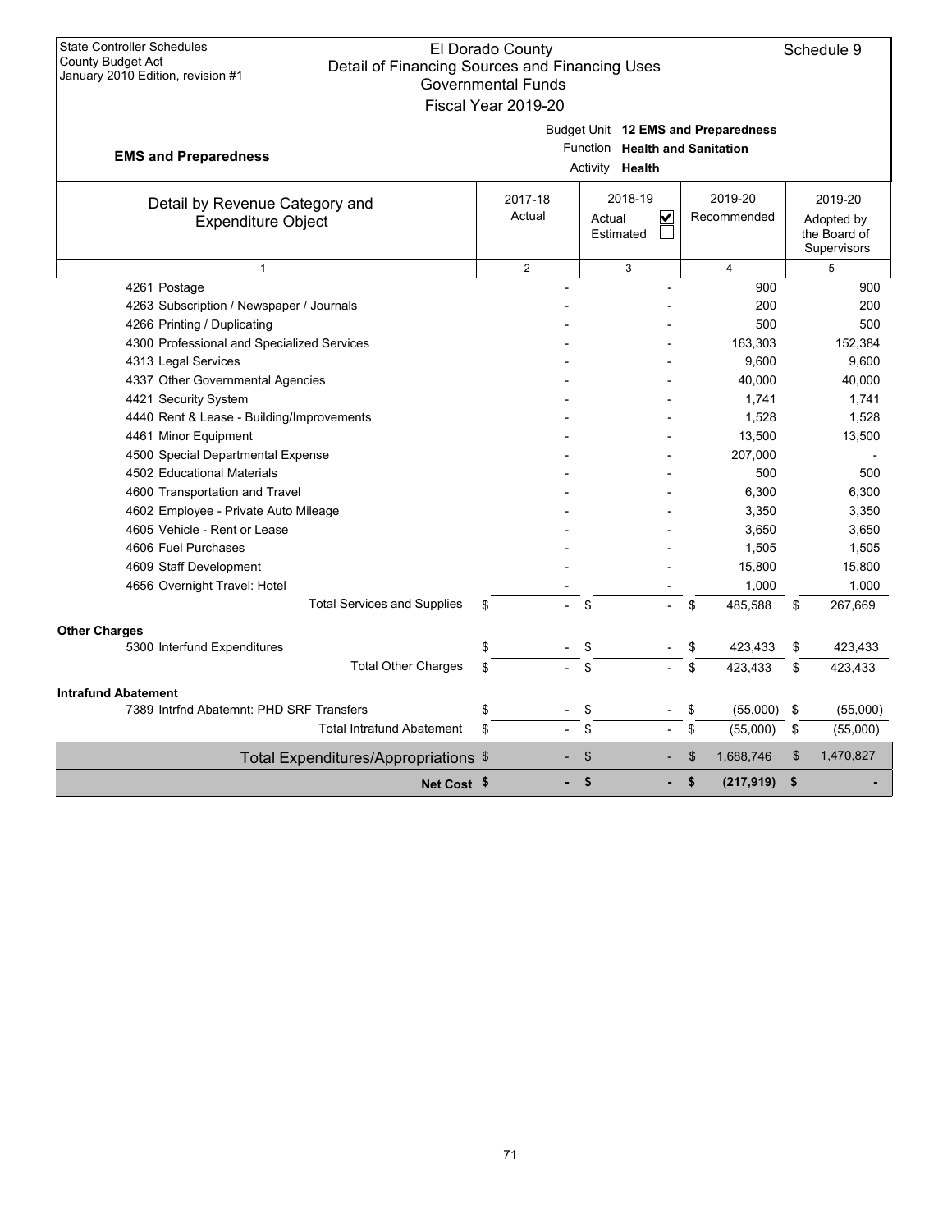State Controller Schedules
County Budget Act
January 2010 Edition, revision #1

El Dorado County
Detail of Financing Sources and Financing Uses
Governmental Funds
Fiscal Year 2019-20

Schedule 9

**EMS and Preparedness**

Budget Unit **12 EMS and Preparedness**
Function **Health and Sanitation**
Activity **Health**

| Detail by Revenue Category and Expenditure Object | 2017-18 Actual | 2018-19 Actual ☑ Estimated ☐ | 2019-20 Recommended | 2019-20 Adopted by the Board of Supervisors |
|---|---|---|---|---|
| 1 | 2 | 3 | 4 | 5 |
| 4261 Postage | - | - | 900 | 900 |
| 4263 Subscription / Newspaper / Journals | - | - | 200 | 200 |
| 4266 Printing / Duplicating | - | - | 500 | 500 |
| 4300 Professional and Specialized Services | - | - | 163,303 | 152,384 |
| 4313 Legal Services | - | - | 9,600 | 9,600 |
| 4337 Other Governmental Agencies | - | - | 40,000 | 40,000 |
| 4421 Security System | - | - | 1,741 | 1,741 |
| 4440 Rent & Lease - Building/Improvements | - | - | 1,528 | 1,528 |
| 4461 Minor Equipment | - | - | 13,500 | 13,500 |
| 4500 Special Departmental Expense | - | - | 207,000 | - |
| 4502 Educational Materials | - | - | 500 | 500 |
| 4600 Transportation and Travel | - | - | 6,300 | 6,300 |
| 4602 Employee - Private Auto Mileage | - | - | 3,350 | 3,350 |
| 4605 Vehicle - Rent or Lease | - | - | 3,650 | 3,650 |
| 4606 Fuel Purchases | - | - | 1,505 | 1,505 |
| 4609 Staff Development | - | - | 15,800 | 15,800 |
| 4656 Overnight Travel: Hotel | - | - | 1,000 | 1,000 |
| Total Services and Supplies | $ - | $ - | $ 485,588 | $ 267,669 |
| **Other Charges** | | | | |
| 5300 Interfund Expenditures | $ - | $ - | $ 423,433 | $ 423,433 |
| Total Other Charges | $ - | $ - | $ 423,433 | $ 423,433 |
| **Intrafund Abatement** | | | | |
| 7389 Intrfnd Abatemnt: PHD SRF Transfers | $ - | $ - | $ (55,000) | $ (55,000) |
| Total Intrafund Abatement | $ - | $ - | $ (55,000) | $ (55,000) |
| Total Expenditures/Appropriations | $ - | $ - | $ 1,688,746 | $ 1,470,827 |
| **Net Cost** | **$ -** | **$ -** | **$ (217,919)** | **$ -** |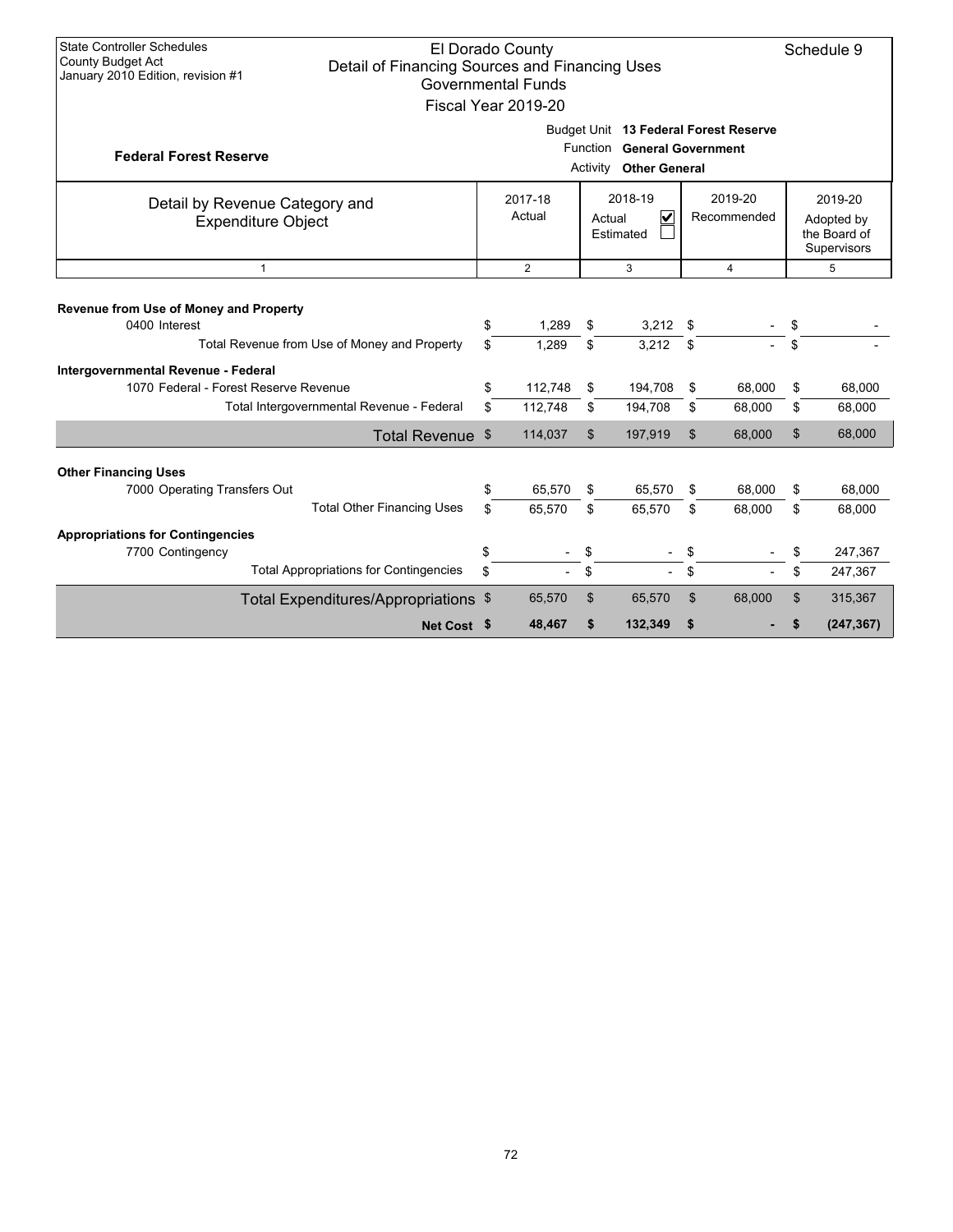State Controller Schedules
County Budget Act
January 2010 Edition, revision #1

# El Dorado County
## Detail of Financing Sources and Financing Uses
### Governmental Funds
### Fiscal Year 2019-20

Schedule 9

**Federal Forest Reserve**

Budget Unit **13 Federal Forest Reserve**
Function **General Government**
Activity **Other General**

| Detail by Revenue Category and Expenditure Object | 2017-18 Actual | 2018-19 Actual ☑ Estimated ☐ | 2019-20 Recommended | 2019-20 Adopted by the Board of Supervisors |
|---|---|---|---|---|
| 1 | 2 | 3 | 4 | 5 |
| **Revenue from Use of Money and Property** | | | | |
| 0400 Interest | $ 1,289 | $ 3,212 | $ - | $ - |
| Total Revenue from Use of Money and Property | $ 1,289 | $ 3,212 | $ - | $ - |
| **Intergovernmental Revenue - Federal** | | | | |
| 1070 Federal - Forest Reserve Revenue | $ 112,748 | $ 194,708 | $ 68,000 | $ 68,000 |
| Total Intergovernmental Revenue - Federal | $ 112,748 | $ 194,708 | $ 68,000 | $ 68,000 |
| Total Revenue | $ 114,037 | $ 197,919 | $ 68,000 | $ 68,000 |
| **Other Financing Uses** | | | | |
| 7000 Operating Transfers Out | $ 65,570 | $ 65,570 | $ 68,000 | $ 68,000 |
| Total Other Financing Uses | $ 65,570 | $ 65,570 | $ 68,000 | $ 68,000 |
| **Appropriations for Contingencies** | | | | |
| 7700 Contingency | $ - | $ - | $ - | $ 247,367 |
| Total Appropriations for Contingencies | $ - | $ - | $ - | $ 247,367 |
| Total Expenditures/Appropriations | $ 65,570 | $ 65,570 | $ 68,000 | $ 315,367 |
| **Net Cost** | **$ 48,467** | **$ 132,349** | **$ -** | **$ (247,367)** |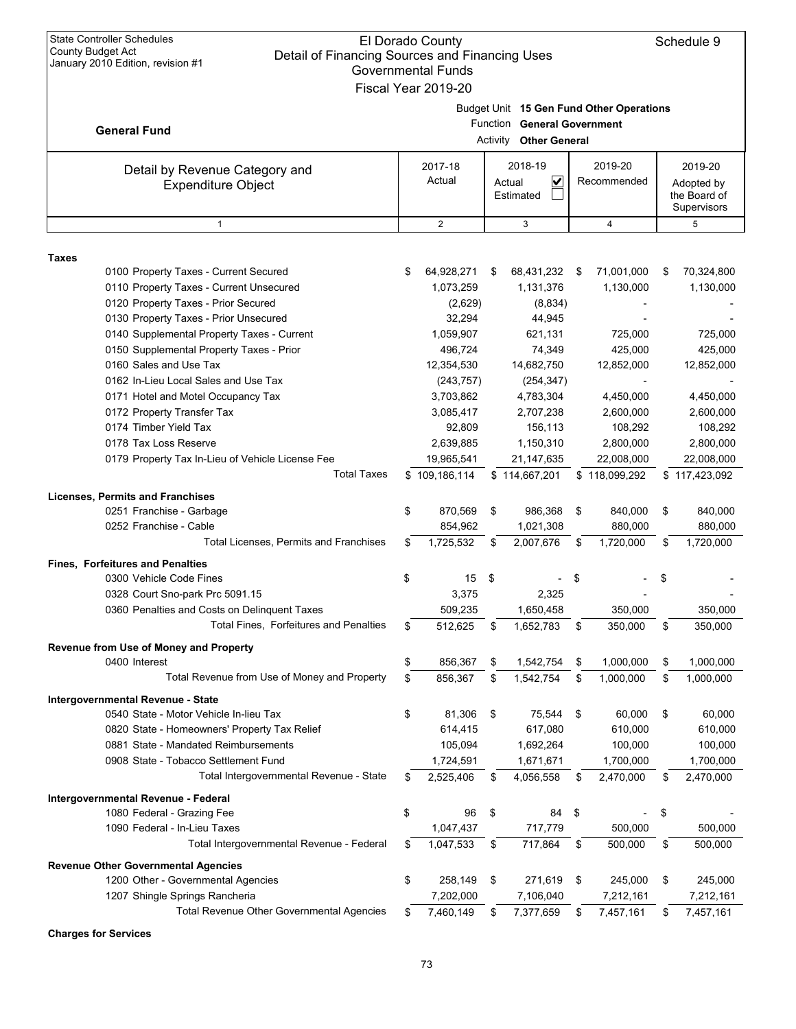State Controller Schedules
County Budget Act
January 2010 Edition, revision #1

# El Dorado County
## Detail of Financing Sources and Financing Uses
### Governmental Funds
### Fiscal Year 2019-20

Schedule 9

**General Fund**

Budget Unit **15 Gen Fund Other Operations**
Function **General Government**
Activity **Other General**

| Detail by Revenue Category and Expenditure Object | 2017-18 Actual | 2018-19 Actual ☑ Estimated ☐ | 2019-20 Recommended | 2019-20 Adopted by the Board of Supervisors |
|---|---|---|---|---|
| 1 | 2 | 3 | 4 | 5 |
| **Taxes** | | | | |
| 0100 Property Taxes - Current Secured | $ 64,928,271 | $ 68,431,232 | $ 71,001,000 | $ 70,324,800 |
| 0110 Property Taxes - Current Unsecured | 1,073,259 | 1,131,376 | 1,130,000 | 1,130,000 |
| 0120 Property Taxes - Prior Secured | (2,629) | (8,834) | - | - |
| 0130 Property Taxes - Prior Unsecured | 32,294 | 44,945 | - | - |
| 0140 Supplemental Property Taxes - Current | 1,059,907 | 621,131 | 725,000 | 725,000 |
| 0150 Supplemental Property Taxes - Prior | 496,724 | 74,349 | 425,000 | 425,000 |
| 0160 Sales and Use Tax | 12,354,530 | 14,682,750 | 12,852,000 | 12,852,000 |
| 0162 In-Lieu Local Sales and Use Tax | (243,757) | (254,347) | - | - |
| 0171 Hotel and Motel Occupancy Tax | 3,703,862 | 4,783,304 | 4,450,000 | 4,450,000 |
| 0172 Property Transfer Tax | 3,085,417 | 2,707,238 | 2,600,000 | 2,600,000 |
| 0174 Timber Yield Tax | 92,809 | 156,113 | 108,292 | 108,292 |
| 0178 Tax Loss Reserve | 2,639,885 | 1,150,310 | 2,800,000 | 2,800,000 |
| 0179 Property Tax In-Lieu of Vehicle License Fee | 19,965,541 | 21,147,635 | 22,008,000 | 22,008,000 |
| Total Taxes | $ 109,186,114 | $ 114,667,201 | $ 118,099,292 | $ 117,423,092 |
| **Licenses, Permits and Franchises** | | | | |
| 0251 Franchise - Garbage | $ 870,569 | $ 986,368 | $ 840,000 | $ 840,000 |
| 0252 Franchise - Cable | 854,962 | 1,021,308 | 880,000 | 880,000 |
| Total Licenses, Permits and Franchises | $ 1,725,532 | $ 2,007,676 | $ 1,720,000 | $ 1,720,000 |
| **Fines, Forfeitures and Penalties** | | | | |
| 0300 Vehicle Code Fines | $ 15 | $ - | $ - | $ - |
| 0328 Court Sno-park Prc 5091.15 | 3,375 | 2,325 | - | - |
| 0360 Penalties and Costs on Delinquent Taxes | 509,235 | 1,650,458 | 350,000 | 350,000 |
| Total Fines, Forfeitures and Penalties | $ 512,625 | $ 1,652,783 | $ 350,000 | $ 350,000 |
| **Revenue from Use of Money and Property** | | | | |
| 0400 Interest | $ 856,367 | $ 1,542,754 | $ 1,000,000 | $ 1,000,000 |
| Total Revenue from Use of Money and Property | $ 856,367 | $ 1,542,754 | $ 1,000,000 | $ 1,000,000 |
| **Intergovernmental Revenue - State** | | | | |
| 0540 State - Motor Vehicle In-lieu Tax | $ 81,306 | $ 75,544 | $ 60,000 | $ 60,000 |
| 0820 State - Homeowners' Property Tax Relief | 614,415 | 617,080 | 610,000 | 610,000 |
| 0881 State - Mandated Reimbursements | 105,094 | 1,692,264 | 100,000 | 100,000 |
| 0908 State - Tobacco Settlement Fund | 1,724,591 | 1,671,671 | 1,700,000 | 1,700,000 |
| Total Intergovernmental Revenue - State | $ 2,525,406 | $ 4,056,558 | $ 2,470,000 | $ 2,470,000 |
| **Intergovernmental Revenue - Federal** | | | | |
| 1080 Federal - Grazing Fee | $ 96 | $ 84 | $ - | $ - |
| 1090 Federal - In-Lieu Taxes | 1,047,437 | 717,779 | 500,000 | 500,000 |
| Total Intergovernmental Revenue - Federal | $ 1,047,533 | $ 717,864 | $ 500,000 | $ 500,000 |
| **Revenue Other Governmental Agencies** | | | | |
| 1200 Other - Governmental Agencies | $ 258,149 | $ 271,619 | $ 245,000 | $ 245,000 |
| 1207 Shingle Springs Rancheria | 7,202,000 | 7,106,040 | 7,212,161 | 7,212,161 |
| Total Revenue Other Governmental Agencies | $ 7,460,149 | $ 7,377,659 | $ 7,457,161 | $ 7,457,161 |

**Charges for Services**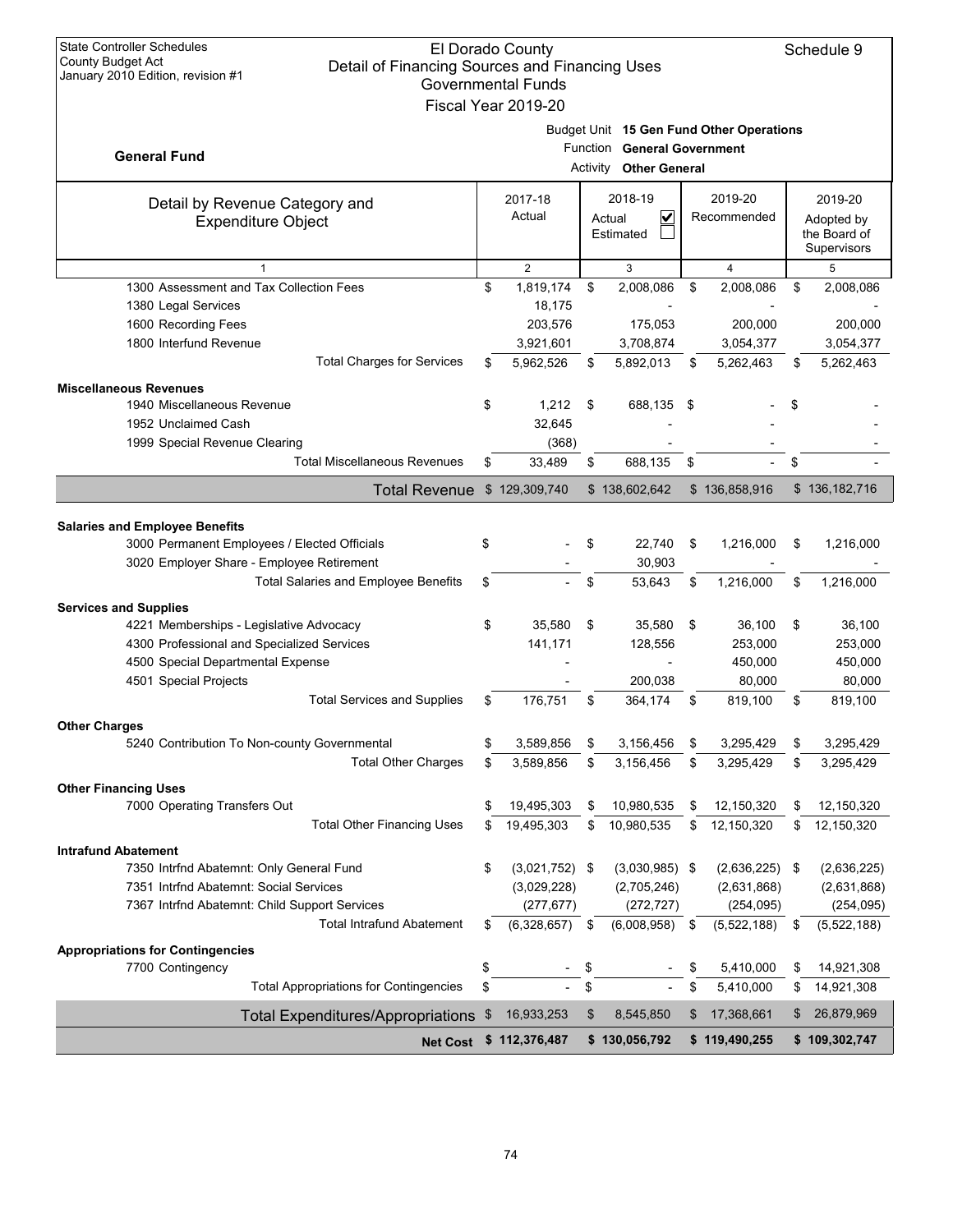State Controller Schedules
County Budget Act
January 2010 Edition, revision #1

# El Dorado County
## Detail of Financing Sources and Financing Uses
### Governmental Funds
### Fiscal Year 2019-20

Schedule 9

**General Fund**

Budget Unit **15 Gen Fund Other Operations**
Function **General Government**
Activity **Other General**

| Detail by Revenue Category and Expenditure Object | 2017-18 Actual | 2018-19 Actual ☑ Estimated ☐ | 2019-20 Recommended | 2019-20 Adopted by the Board of Supervisors |
|---|---|---|---|---|
| 1 | 2 | 3 | 4 | 5 |
| 1300 Assessment and Tax Collection Fees | $ 1,819,174 | $ 2,008,086 | $ 2,008,086 | $ 2,008,086 |
| 1380 Legal Services | 18,175 | - | - | - |
| 1600 Recording Fees | 203,576 | 175,053 | 200,000 | 200,000 |
| 1800 Interfund Revenue | 3,921,601 | 3,708,874 | 3,054,377 | 3,054,377 |
| Total Charges for Services | $ 5,962,526 | $ 5,892,013 | $ 5,262,463 | $ 5,262,463 |
| **Miscellaneous Revenues** | | | | |
| 1940 Miscellaneous Revenue | $ 1,212 | $ 688,135 | $ - | $ - |
| 1952 Unclaimed Cash | 32,645 | - | - | - |
| 1999 Special Revenue Clearing | (368) | - | - | - |
| Total Miscellaneous Revenues | $ 33,489 | $ 688,135 | $ - | $ - |
| **Total Revenue** | $ 129,309,740 | $ 138,602,642 | $ 136,858,916 | $ 136,182,716 |
| **Salaries and Employee Benefits** | | | | |
| 3000 Permanent Employees / Elected Officials | $ - | $ 22,740 | $ 1,216,000 | $ 1,216,000 |
| 3020 Employer Share - Employee Retirement | - | 30,903 | - | - |
| Total Salaries and Employee Benefits | $ - | $ 53,643 | $ 1,216,000 | $ 1,216,000 |
| **Services and Supplies** | | | | |
| 4221 Memberships - Legislative Advocacy | $ 35,580 | $ 35,580 | $ 36,100 | $ 36,100 |
| 4300 Professional and Specialized Services | 141,171 | 128,556 | 253,000 | 253,000 |
| 4500 Special Departmental Expense | - | - | 450,000 | 450,000 |
| 4501 Special Projects | - | 200,038 | 80,000 | 80,000 |
| Total Services and Supplies | $ 176,751 | $ 364,174 | $ 819,100 | $ 819,100 |
| **Other Charges** | | | | |
| 5240 Contribution To Non-county Governmental | $ 3,589,856 | $ 3,156,456 | $ 3,295,429 | $ 3,295,429 |
| Total Other Charges | $ 3,589,856 | $ 3,156,456 | $ 3,295,429 | $ 3,295,429 |
| **Other Financing Uses** | | | | |
| 7000 Operating Transfers Out | $ 19,495,303 | $ 10,980,535 | $ 12,150,320 | $ 12,150,320 |
| Total Other Financing Uses | $ 19,495,303 | $ 10,980,535 | $ 12,150,320 | $ 12,150,320 |
| **Intrafund Abatement** | | | | |
| 7350 Intrfnd Abatemnt: Only General Fund | $ (3,021,752) | $ (3,030,985) | $ (2,636,225) | $ (2,636,225) |
| 7351 Intrfnd Abatemnt: Social Services | (3,029,228) | (2,705,246) | (2,631,868) | (2,631,868) |
| 7367 Intrfnd Abatemnt: Child Support Services | (277,677) | (272,727) | (254,095) | (254,095) |
| Total Intrafund Abatement | $ (6,328,657) | $ (6,008,958) | $ (5,522,188) | $ (5,522,188) |
| **Appropriations for Contingencies** | | | | |
| 7700 Contingency | $ - | $ - | $ 5,410,000 | $ 14,921,308 |
| Total Appropriations for Contingencies | $ - | $ - | $ 5,410,000 | $ 14,921,308 |
| **Total Expenditures/Appropriations** | $ 16,933,253 | $ 8,545,850 | $ 17,368,661 | $ 26,879,969 |
| **Net Cost** | **$ 112,376,487** | **$ 130,056,792** | **$ 119,490,255** | **$ 109,302,747** |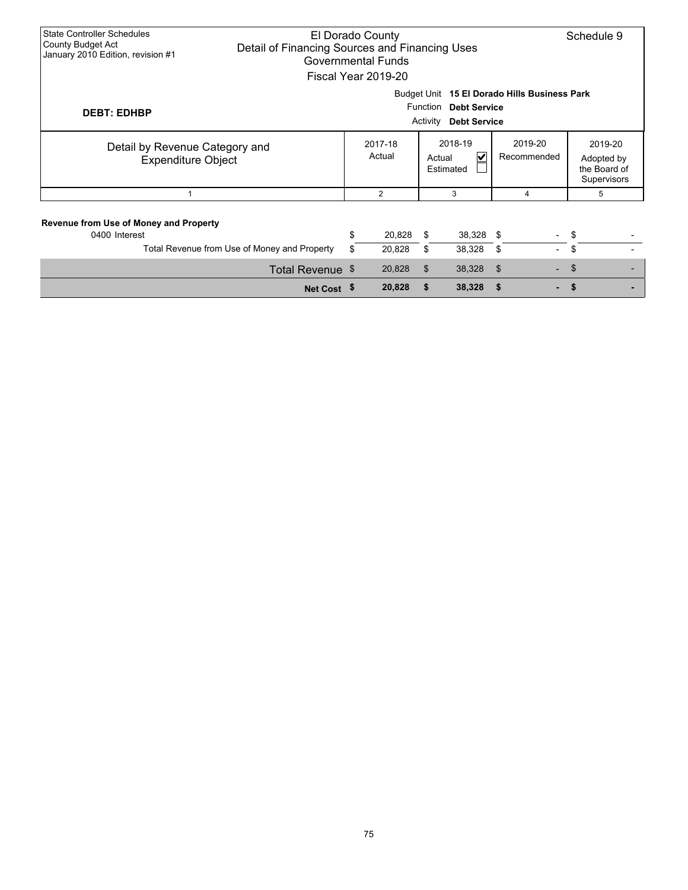State Controller Schedules
County Budget Act
January 2010 Edition, revision #1

El Dorado County
Detail of Financing Sources and Financing Uses
Governmental Funds
Fiscal Year 2019-20

Schedule 9

**DEBT: EDHBP**

Budget Unit **15 El Dorado Hills Business Park**
Function **Debt Service**
Activity **Debt Service**

| Detail by Revenue Category and Expenditure Object | 2017-18 Actual | 2018-19 Actual ☑ Estimated ☐ | 2019-20 Recommended | 2019-20 Adopted by the Board of Supervisors |
|---|---|---|---|---|
| 1 | 2 | 3 | 4 | 5 |
| **Revenue from Use of Money and Property** | | | | |
| 0400 Interest | $ 20,828 | $ 38,328 | $ - | $ - |
| Total Revenue from Use of Money and Property | $ 20,828 | $ 38,328 | $ - | $ - |
| Total Revenue | $ 20,828 | $ 38,328 | $ - | $ - |
| **Net Cost** | **$ 20,828** | **$ 38,328** | **$ -** | **$ -** |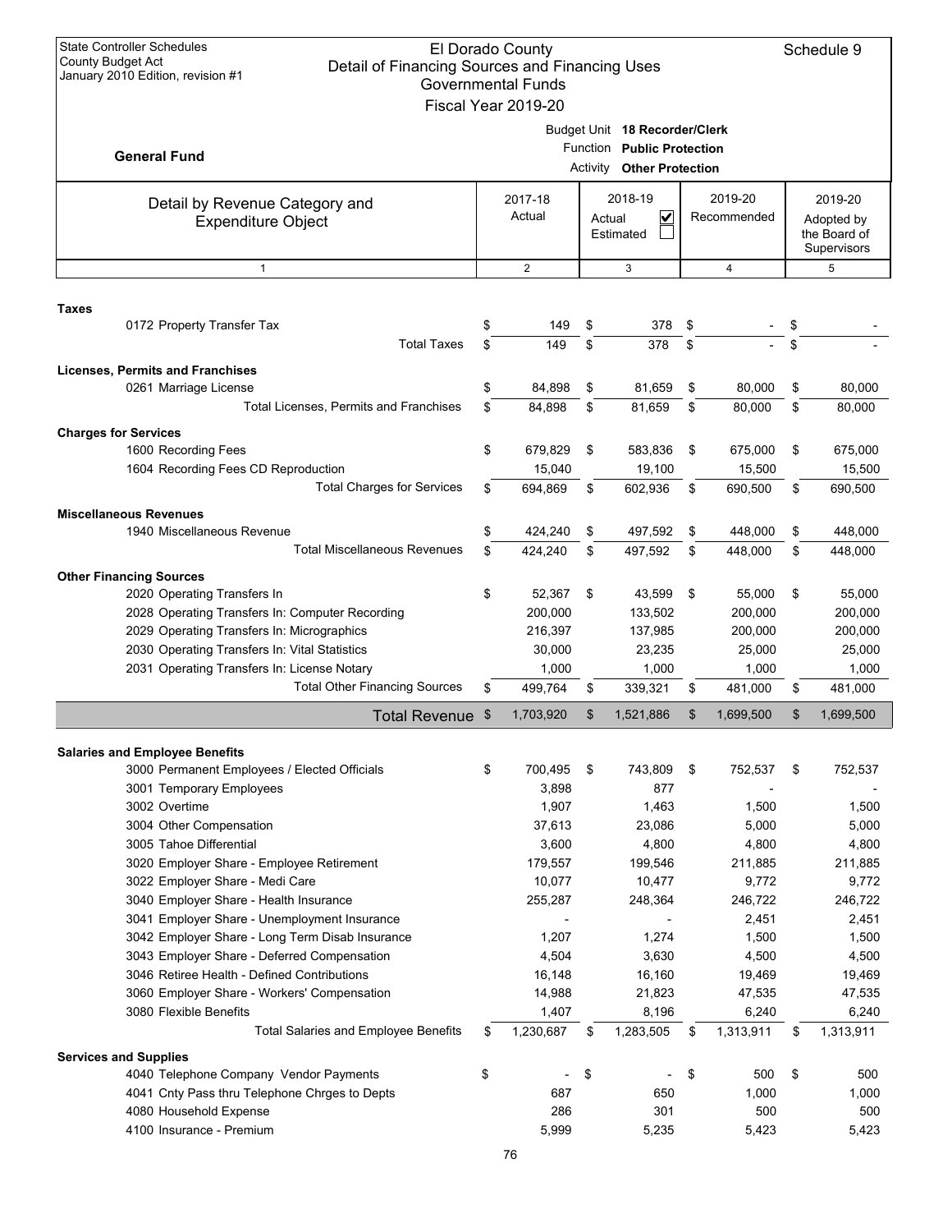State Controller Schedules
County Budget Act
January 2010 Edition, revision #1

# El Dorado County
## Detail of Financing Sources and Financing Uses
### Governmental Funds
### Fiscal Year 2019-20

Schedule 9

**General Fund**

Budget Unit **18 Recorder/Clerk**
Function **Public Protection**
Activity **Other Protection**

| Detail by Revenue Category and Expenditure Object | 2017-18 Actual | 2018-19 Actual ☑ Estimated ☐ | 2019-20 Recommended | 2019-20 Adopted by the Board of Supervisors |
|---|---|---|---|---|
| 1 | 2 | 3 | 4 | 5 |
| **Taxes** | | | | |
| 0172 Property Transfer Tax | $ 149 | $ 378 | $ - | $ - |
| Total Taxes | $ 149 | $ 378 | $ - | $ - |
| **Licenses, Permits and Franchises** | | | | |
| 0261 Marriage License | $ 84,898 | $ 81,659 | $ 80,000 | $ 80,000 |
| Total Licenses, Permits and Franchises | $ 84,898 | $ 81,659 | $ 80,000 | $ 80,000 |
| **Charges for Services** | | | | |
| 1600 Recording Fees | $ 679,829 | $ 583,836 | $ 675,000 | $ 675,000 |
| 1604 Recording Fees CD Reproduction | 15,040 | 19,100 | 15,500 | 15,500 |
| Total Charges for Services | $ 694,869 | $ 602,936 | $ 690,500 | $ 690,500 |
| **Miscellaneous Revenues** | | | | |
| 1940 Miscellaneous Revenue | $ 424,240 | $ 497,592 | $ 448,000 | $ 448,000 |
| Total Miscellaneous Revenues | $ 424,240 | $ 497,592 | $ 448,000 | $ 448,000 |
| **Other Financing Sources** | | | | |
| 2020 Operating Transfers In | $ 52,367 | $ 43,599 | $ 55,000 | $ 55,000 |
| 2028 Operating Transfers In: Computer Recording | 200,000 | 133,502 | 200,000 | 200,000 |
| 2029 Operating Transfers In: Micrographics | 216,397 | 137,985 | 200,000 | 200,000 |
| 2030 Operating Transfers In: Vital Statistics | 30,000 | 23,235 | 25,000 | 25,000 |
| 2031 Operating Transfers In: License Notary | 1,000 | 1,000 | 1,000 | 1,000 |
| Total Other Financing Sources | $ 499,764 | $ 339,321 | $ 481,000 | $ 481,000 |
| **Total Revenue** | $ 1,703,920 | $ 1,521,886 | $ 1,699,500 | $ 1,699,500 |
| **Salaries and Employee Benefits** | | | | |
| 3000 Permanent Employees / Elected Officials | $ 700,495 | $ 743,809 | $ 752,537 | $ 752,537 |
| 3001 Temporary Employees | 3,898 | 877 | - | - |
| 3002 Overtime | 1,907 | 1,463 | 1,500 | 1,500 |
| 3004 Other Compensation | 37,613 | 23,086 | 5,000 | 5,000 |
| 3005 Tahoe Differential | 3,600 | 4,800 | 4,800 | 4,800 |
| 3020 Employer Share - Employee Retirement | 179,557 | 199,546 | 211,885 | 211,885 |
| 3022 Employer Share - Medi Care | 10,077 | 10,477 | 9,772 | 9,772 |
| 3040 Employer Share - Health Insurance | 255,287 | 248,364 | 246,722 | 246,722 |
| 3041 Employer Share - Unemployment Insurance | - | - | 2,451 | 2,451 |
| 3042 Employer Share - Long Term Disab Insurance | 1,207 | 1,274 | 1,500 | 1,500 |
| 3043 Employer Share - Deferred Compensation | 4,504 | 3,630 | 4,500 | 4,500 |
| 3046 Retiree Health - Defined Contributions | 16,148 | 16,160 | 19,469 | 19,469 |
| 3060 Employer Share - Workers' Compensation | 14,988 | 21,823 | 47,535 | 47,535 |
| 3080 Flexible Benefits | 1,407 | 8,196 | 6,240 | 6,240 |
| Total Salaries and Employee Benefits | $ 1,230,687 | $ 1,283,505 | $ 1,313,911 | $ 1,313,911 |
| **Services and Supplies** | | | | |
| 4040 Telephone Company Vendor Payments | $ - | $ - | $ 500 | $ 500 |
| 4041 Cnty Pass thru Telephone Chrges to Depts | 687 | 650 | 1,000 | 1,000 |
| 4080 Household Expense | 286 | 301 | 500 | 500 |
| 4100 Insurance - Premium | 5,999 | 5,235 | 5,423 | 5,423 |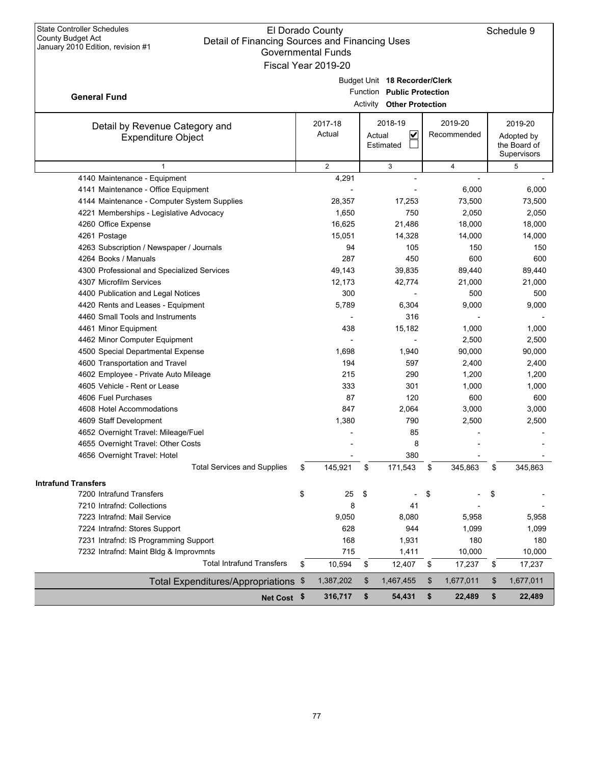State Controller Schedules
County Budget Act
January 2010 Edition, revision #1

# El Dorado County
## Detail of Financing Sources and Financing Uses
### Governmental Funds
### Fiscal Year 2019-20

Schedule 9

**General Fund**

Budget Unit **18 Recorder/Clerk**
Function **Public Protection**
Activity **Other Protection**

| Detail by Revenue Category and Expenditure Object | 2017-18 Actual | 2018-19 Actual ☑ Estimated ☐ | 2019-20 Recommended | 2019-20 Adopted by the Board of Supervisors |
|---|---|---|---|---|
| 1 | 2 | 3 | 4 | 5 |
| 4140 Maintenance - Equipment | 4,291 | - | - | - |
| 4141 Maintenance - Office Equipment | - | - | 6,000 | 6,000 |
| 4144 Maintenance - Computer System Supplies | 28,357 | 17,253 | 73,500 | 73,500 |
| 4221 Memberships - Legislative Advocacy | 1,650 | 750 | 2,050 | 2,050 |
| 4260 Office Expense | 16,625 | 21,486 | 18,000 | 18,000 |
| 4261 Postage | 15,051 | 14,328 | 14,000 | 14,000 |
| 4263 Subscription / Newspaper / Journals | 94 | 105 | 150 | 150 |
| 4264 Books / Manuals | 287 | 450 | 600 | 600 |
| 4300 Professional and Specialized Services | 49,143 | 39,835 | 89,440 | 89,440 |
| 4307 Microfilm Services | 12,173 | 42,774 | 21,000 | 21,000 |
| 4400 Publication and Legal Notices | 300 | - | 500 | 500 |
| 4420 Rents and Leases - Equipment | 5,789 | 6,304 | 9,000 | 9,000 |
| 4460 Small Tools and Instruments | - | 316 | - | - |
| 4461 Minor Equipment | 438 | 15,182 | 1,000 | 1,000 |
| 4462 Minor Computer Equipment | - | - | 2,500 | 2,500 |
| 4500 Special Departmental Expense | 1,698 | 1,940 | 90,000 | 90,000 |
| 4600 Transportation and Travel | 194 | 597 | 2,400 | 2,400 |
| 4602 Employee - Private Auto Mileage | 215 | 290 | 1,200 | 1,200 |
| 4605 Vehicle - Rent or Lease | 333 | 301 | 1,000 | 1,000 |
| 4606 Fuel Purchases | 87 | 120 | 600 | 600 |
| 4608 Hotel Accommodations | 847 | 2,064 | 3,000 | 3,000 |
| 4609 Staff Development | 1,380 | 790 | 2,500 | 2,500 |
| 4652 Overnight Travel: Mileage/Fuel | - | 85 | - | - |
| 4655 Overnight Travel: Other Costs | - | 8 | - | - |
| 4656 Overnight Travel: Hotel | - | 380 | - | - |
| Total Services and Supplies | $ 145,921 | $ 171,543 | $ 345,863 | $ 345,863 |
| **Intrafund Transfers** | | | | |
| 7200 Intrafund Transfers | $ 25 | $ - | $ - | $ - |
| 7210 Intrafnd: Collections | 8 | 41 | - | - |
| 7223 Intrafnd: Mail Service | 9,050 | 8,080 | 5,958 | 5,958 |
| 7224 Intrafnd: Stores Support | 628 | 944 | 1,099 | 1,099 |
| 7231 Intrafnd: IS Programming Support | 168 | 1,931 | 180 | 180 |
| 7232 Intrafnd: Maint Bldg & Improvmnts | 715 | 1,411 | 10,000 | 10,000 |
| Total Intrafund Transfers | $ 10,594 | $ 12,407 | $ 17,237 | $ 17,237 |
| Total Expenditures/Appropriations | $ 1,387,202 | $ 1,467,455 | $ 1,677,011 | $ 1,677,011 |
| **Net Cost** | **$ 316,717** | **$ 54,431** | **$ 22,489** | **$ 22,489** |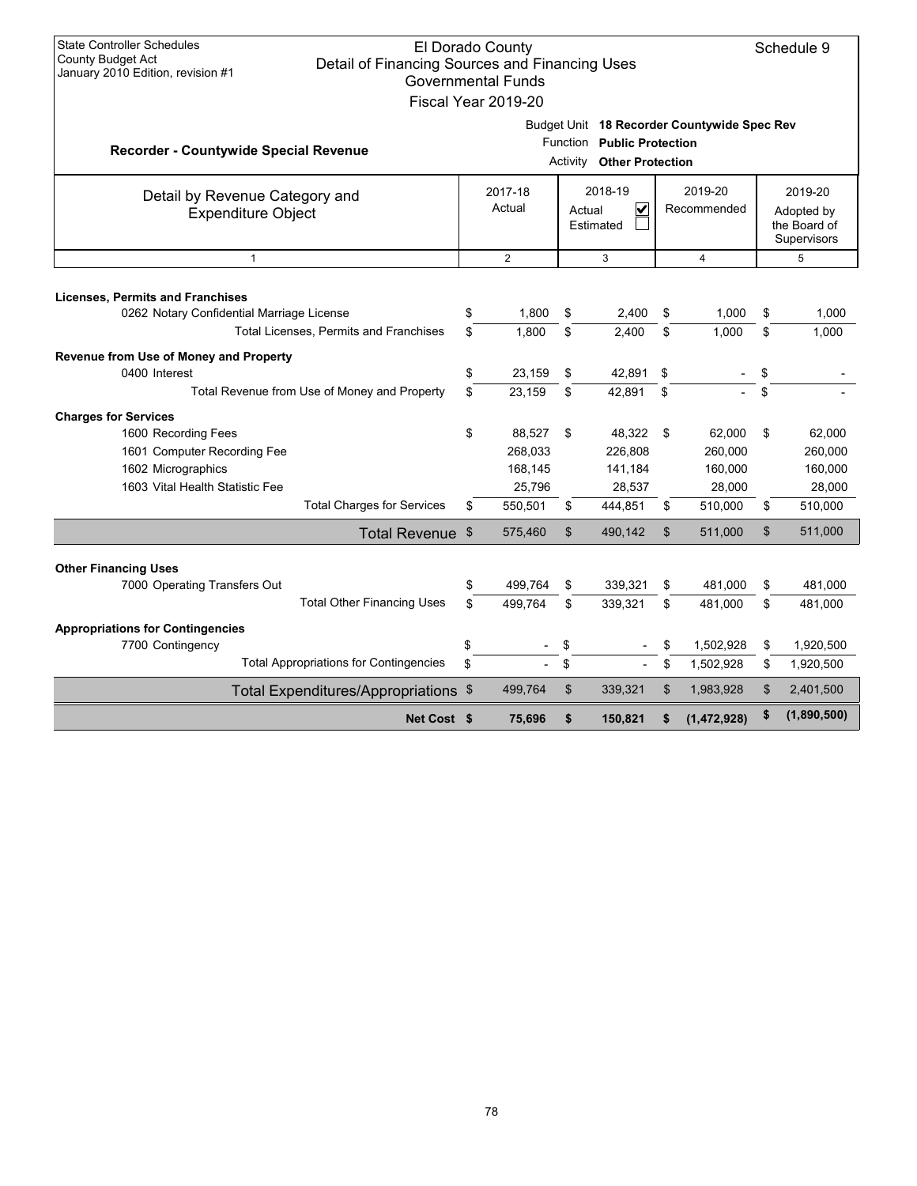State Controller Schedules
County Budget Act
January 2010 Edition, revision #1

# El Dorado County
## Detail of Financing Sources and Financing Uses
### Governmental Funds
### Fiscal Year 2019-20

Schedule 9

**Recorder - Countywide Special Revenue**

Budget Unit **18 Recorder Countywide Spec Rev**
Function **Public Protection**
Activity **Other Protection**

| Detail by Revenue Category and Expenditure Object | 2017-18 Actual | 2018-19 Actual ☑ Estimated ☐ | 2019-20 Recommended | 2019-20 Adopted by the Board of Supervisors |
|---|---|---|---|---|
| 1 | 2 | 3 | 4 | 5 |
| **Licenses, Permits and Franchises** | | | | |
| 0262 Notary Confidential Marriage License | $ 1,800 | $ 2,400 | $ 1,000 | $ 1,000 |
| Total Licenses, Permits and Franchises | $ 1,800 | $ 2,400 | $ 1,000 | $ 1,000 |
| **Revenue from Use of Money and Property** | | | | |
| 0400 Interest | $ 23,159 | $ 42,891 | $ - | $ - |
| Total Revenue from Use of Money and Property | $ 23,159 | $ 42,891 | $ - | $ - |
| **Charges for Services** | | | | |
| 1600 Recording Fees | $ 88,527 | $ 48,322 | $ 62,000 | $ 62,000 |
| 1601 Computer Recording Fee | 268,033 | 226,808 | 260,000 | 260,000 |
| 1602 Micrographics | 168,145 | 141,184 | 160,000 | 160,000 |
| 1603 Vital Health Statistic Fee | 25,796 | 28,537 | 28,000 | 28,000 |
| Total Charges for Services | $ 550,501 | $ 444,851 | $ 510,000 | $ 510,000 |
| Total Revenue | $ 575,460 | $ 490,142 | $ 511,000 | $ 511,000 |
| **Other Financing Uses** | | | | |
| 7000 Operating Transfers Out | $ 499,764 | $ 339,321 | $ 481,000 | $ 481,000 |
| Total Other Financing Uses | $ 499,764 | $ 339,321 | $ 481,000 | $ 481,000 |
| **Appropriations for Contingencies** | | | | |
| 7700 Contingency | $ - | $ - | $ 1,502,928 | $ 1,920,500 |
| Total Appropriations for Contingencies | $ - | $ - | $ 1,502,928 | $ 1,920,500 |
| Total Expenditures/Appropriations | $ 499,764 | $ 339,321 | $ 1,983,928 | $ 2,401,500 |
| **Net Cost** | **$ 75,696** | **$ 150,821** | **$ (1,472,928)** | **$ (1,890,500)** |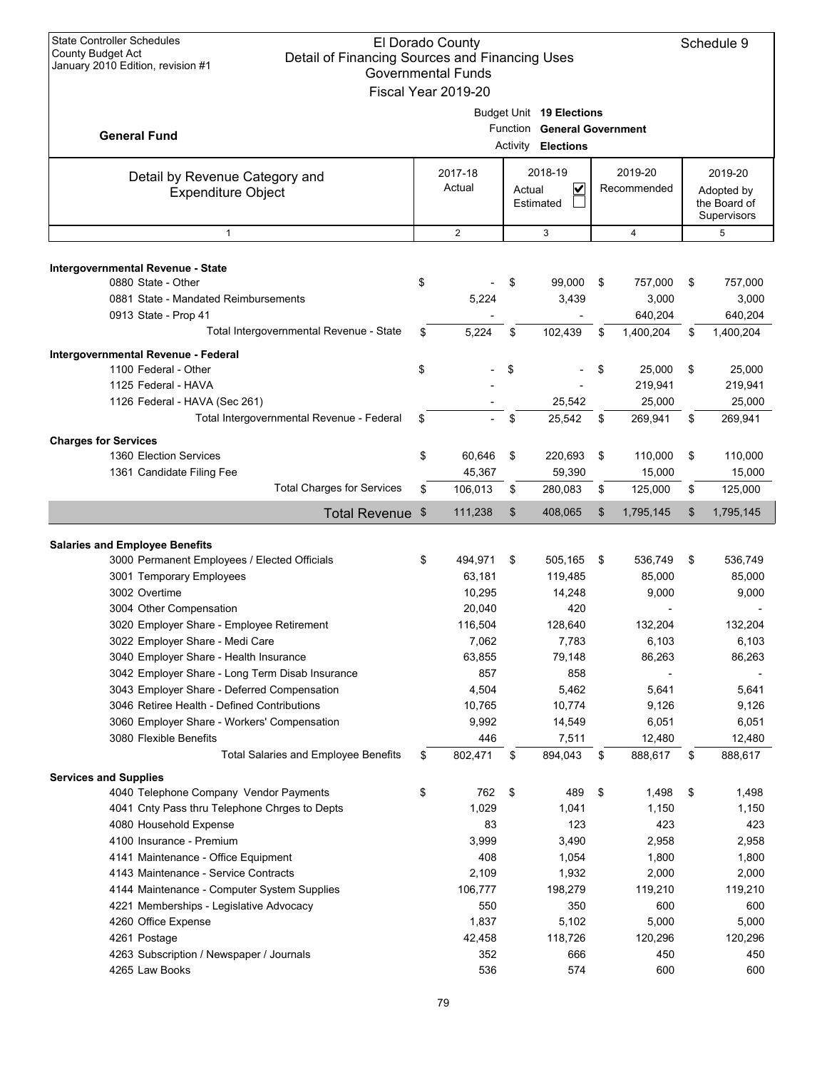State Controller Schedules
County Budget Act
January 2010 Edition, revision #1

# El Dorado County
## Detail of Financing Sources and Financing Uses
### Governmental Funds
### Fiscal Year 2019-20

Schedule 9

**General Fund**

Budget Unit **19 Elections**
Function **General Government**
Activity **Elections**

| Detail by Revenue Category and Expenditure Object | 2017-18 Actual | 2018-19 Actual ☑ Estimated ☐ | 2019-20 Recommended | 2019-20 Adopted by the Board of Supervisors |
|---|---|---|---|---|
| 1 | 2 | 3 | 4 | 5 |
| **Intergovernmental Revenue - State** | | | | |
| 0880 State - Other | $ - | $ 99,000 | $ 757,000 | $ 757,000 |
| 0881 State - Mandated Reimbursements | 5,224 | 3,439 | 3,000 | 3,000 |
| 0913 State - Prop 41 | - | - | 640,204 | 640,204 |
| Total Intergovernmental Revenue - State | $ 5,224 | $ 102,439 | $ 1,400,204 | $ 1,400,204 |
| **Intergovernmental Revenue - Federal** | | | | |
| 1100 Federal - Other | $ - | $ - | $ 25,000 | $ 25,000 |
| 1125 Federal - HAVA | - | - | 219,941 | 219,941 |
| 1126 Federal - HAVA (Sec 261) | - | 25,542 | 25,000 | 25,000 |
| Total Intergovernmental Revenue - Federal | $ - | $ 25,542 | $ 269,941 | $ 269,941 |
| **Charges for Services** | | | | |
| 1360 Election Services | $ 60,646 | $ 220,693 | $ 110,000 | $ 110,000 |
| 1361 Candidate Filing Fee | 45,367 | 59,390 | 15,000 | 15,000 |
| Total Charges for Services | $ 106,013 | $ 280,083 | $ 125,000 | $ 125,000 |
| **Total Revenue** | $ 111,238 | $ 408,065 | $ 1,795,145 | $ 1,795,145 |
| **Salaries and Employee Benefits** | | | | |
| 3000 Permanent Employees / Elected Officials | $ 494,971 | $ 505,165 | $ 536,749 | $ 536,749 |
| 3001 Temporary Employees | 63,181 | 119,485 | 85,000 | 85,000 |
| 3002 Overtime | 10,295 | 14,248 | 9,000 | 9,000 |
| 3004 Other Compensation | 20,040 | 420 | - | - |
| 3020 Employer Share - Employee Retirement | 116,504 | 128,640 | 132,204 | 132,204 |
| 3022 Employer Share - Medi Care | 7,062 | 7,783 | 6,103 | 6,103 |
| 3040 Employer Share - Health Insurance | 63,855 | 79,148 | 86,263 | 86,263 |
| 3042 Employer Share - Long Term Disab Insurance | 857 | 858 | - | - |
| 3043 Employer Share - Deferred Compensation | 4,504 | 5,462 | 5,641 | 5,641 |
| 3046 Retiree Health - Defined Contributions | 10,765 | 10,774 | 9,126 | 9,126 |
| 3060 Employer Share - Workers' Compensation | 9,992 | 14,549 | 6,051 | 6,051 |
| 3080 Flexible Benefits | 446 | 7,511 | 12,480 | 12,480 |
| Total Salaries and Employee Benefits | $ 802,471 | $ 894,043 | $ 888,617 | $ 888,617 |
| **Services and Supplies** | | | | |
| 4040 Telephone Company Vendor Payments | $ 762 | $ 489 | $ 1,498 | $ 1,498 |
| 4041 Cnty Pass thru Telephone Chrges to Depts | 1,029 | 1,041 | 1,150 | 1,150 |
| 4080 Household Expense | 83 | 123 | 423 | 423 |
| 4100 Insurance - Premium | 3,999 | 3,490 | 2,958 | 2,958 |
| 4141 Maintenance - Office Equipment | 408 | 1,054 | 1,800 | 1,800 |
| 4143 Maintenance - Service Contracts | 2,109 | 1,932 | 2,000 | 2,000 |
| 4144 Maintenance - Computer System Supplies | 106,777 | 198,279 | 119,210 | 119,210 |
| 4221 Memberships - Legislative Advocacy | 550 | 350 | 600 | 600 |
| 4260 Office Expense | 1,837 | 5,102 | 5,000 | 5,000 |
| 4261 Postage | 42,458 | 118,726 | 120,296 | 120,296 |
| 4263 Subscription / Newspaper / Journals | 352 | 666 | 450 | 450 |
| 4265 Law Books | 536 | 574 | 600 | 600 |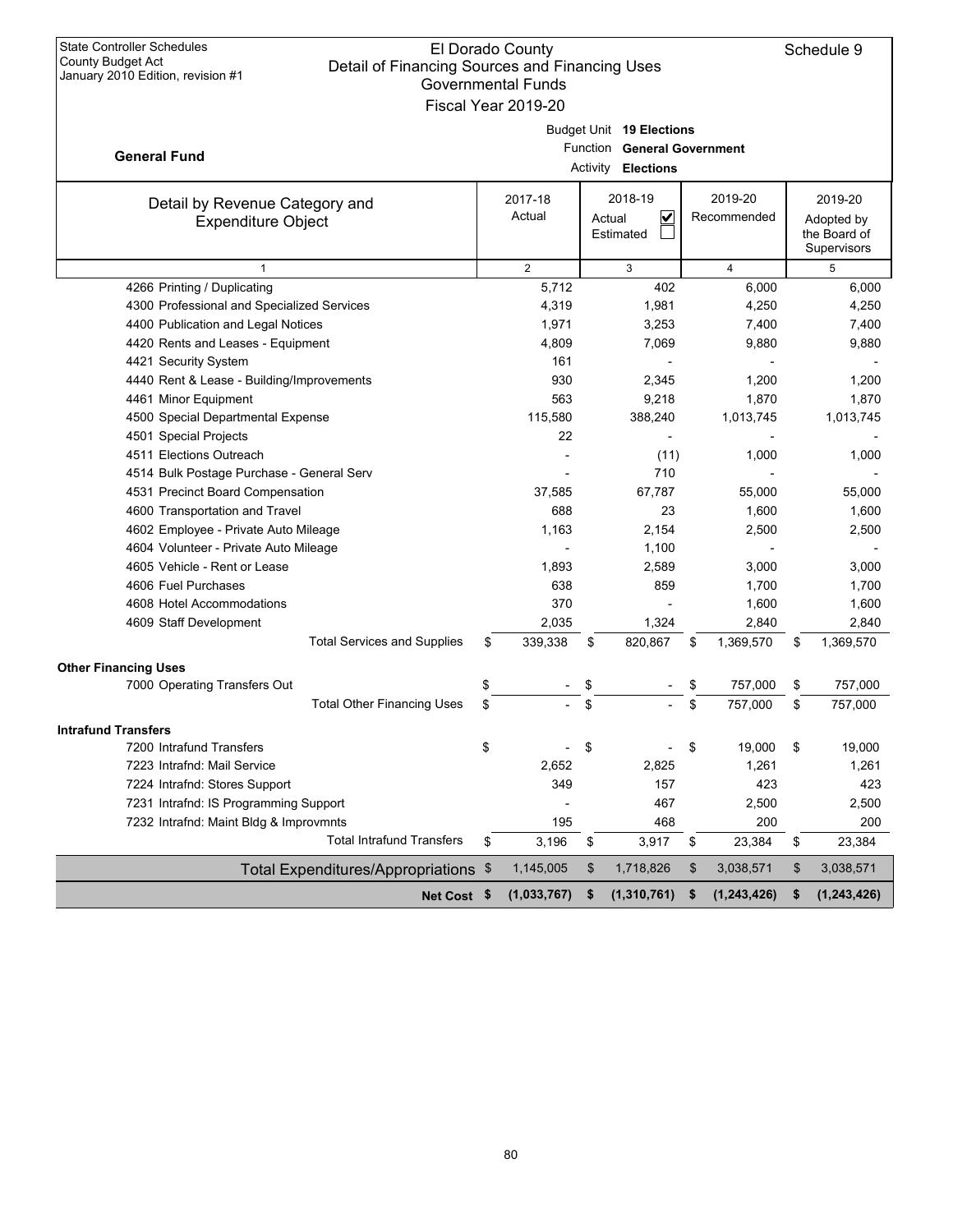State Controller Schedules
County Budget Act
January 2010 Edition, revision #1

# El Dorado County
## Detail of Financing Sources and Financing Uses
### Governmental Funds
### Fiscal Year 2019-20

Schedule 9

**General Fund**

Budget Unit **19 Elections**
Function **General Government**
Activity **Elections**

| Detail by Revenue Category and Expenditure Object | 2017-18 Actual | 2018-19 Actual ☑ Estimated ☐ | 2019-20 Recommended | 2019-20 Adopted by the Board of Supervisors |
|---|---|---|---|---|
| 1 | 2 | 3 | 4 | 5 |
| 4266 Printing / Duplicating | 5,712 | 402 | 6,000 | 6,000 |
| 4300 Professional and Specialized Services | 4,319 | 1,981 | 4,250 | 4,250 |
| 4400 Publication and Legal Notices | 1,971 | 3,253 | 7,400 | 7,400 |
| 4420 Rents and Leases - Equipment | 4,809 | 7,069 | 9,880 | 9,880 |
| 4421 Security System | 161 | - | - | - |
| 4440 Rent & Lease - Building/Improvements | 930 | 2,345 | 1,200 | 1,200 |
| 4461 Minor Equipment | 563 | 9,218 | 1,870 | 1,870 |
| 4500 Special Departmental Expense | 115,580 | 388,240 | 1,013,745 | 1,013,745 |
| 4501 Special Projects | 22 | - | - | - |
| 4511 Elections Outreach | - | (11) | 1,000 | 1,000 |
| 4514 Bulk Postage Purchase - General Serv | - | 710 | - | - |
| 4531 Precinct Board Compensation | 37,585 | 67,787 | 55,000 | 55,000 |
| 4600 Transportation and Travel | 688 | 23 | 1,600 | 1,600 |
| 4602 Employee - Private Auto Mileage | 1,163 | 2,154 | 2,500 | 2,500 |
| 4604 Volunteer - Private Auto Mileage | - | 1,100 | - | - |
| 4605 Vehicle - Rent or Lease | 1,893 | 2,589 | 3,000 | 3,000 |
| 4606 Fuel Purchases | 638 | 859 | 1,700 | 1,700 |
| 4608 Hotel Accommodations | 370 | - | 1,600 | 1,600 |
| 4609 Staff Development | 2,035 | 1,324 | 2,840 | 2,840 |
| Total Services and Supplies | $ 339,338 | $ 820,867 | $ 1,369,570 | $ 1,369,570 |
| **Other Financing Uses** | | | | |
| 7000 Operating Transfers Out | $ - | $ - | $ 757,000 | $ 757,000 |
| Total Other Financing Uses | $ - | $ - | $ 757,000 | $ 757,000 |
| **Intrafund Transfers** | | | | |
| 7200 Intrafund Transfers | $ - | $ - | $ 19,000 | $ 19,000 |
| 7223 Intrafnd: Mail Service | 2,652 | 2,825 | 1,261 | 1,261 |
| 7224 Intrafnd: Stores Support | 349 | 157 | 423 | 423 |
| 7231 Intrafnd: IS Programming Support | - | 467 | 2,500 | 2,500 |
| 7232 Intrafnd: Maint Bldg & Improvmnts | 195 | 468 | 200 | 200 |
| Total Intrafund Transfers | $ 3,196 | $ 3,917 | $ 23,384 | $ 23,384 |
| Total Expenditures/Appropriations | $ 1,145,005 | $ 1,718,826 | $ 3,038,571 | $ 3,038,571 |
| **Net Cost** | **$ (1,033,767)** | **$ (1,310,761)** | **$ (1,243,426)** | **$ (1,243,426)** |